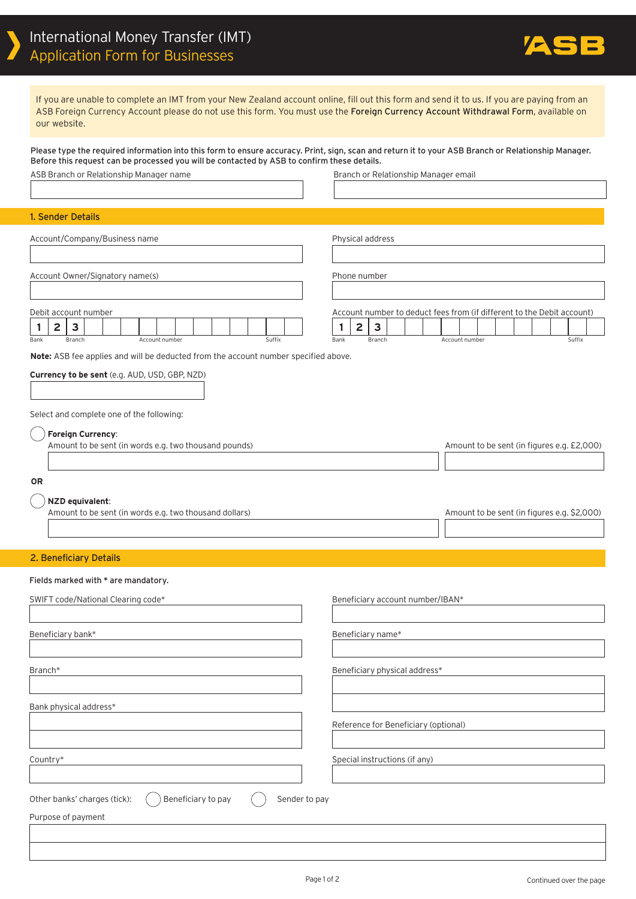# International Money Transfer (IMT)
## Application Form for Businesses

ASB

If you are unable to complete an IMT from your New Zealand account online, fill out this form and send it to us. If you are paying from an ASB Foreign Currency Account please do not use this form. You must use the **Foreign Currency Account Withdrawal Form**, available on our website.

**Please type the required information into this form to ensure accuracy. Print, sign, scan and return it to your ASB Branch or Relationship Manager. Before this request can be processed you will be contacted by ASB to confirm these details.**

ASB Branch or Relationship Manager name

Branch or Relationship Manager email

## 1. Sender Details

Account/Company/Business name

Physical address

Account Owner/Signatory name(s)

Phone number

Debit account number

| 1 | 2 | 3 | | | | | | | | | | | | |
|---|---|---|---|---|---|---|---|---|---|---|---|---|---|---|
| Bank | | Branch | | | Account number | | | | | | | | Suffix | |

Account number to deduct fees from (if different to the Debit account)

| 1 | 2 | 3 | | | | | | | | | | | | |
|---|---|---|---|---|---|---|---|---|---|---|---|---|---|---|
| Bank | | Branch | | | Account number | | | | | | | | Suffix | |

**Note:** ASB fee applies and will be deducted from the account number specified above.

**Currency to be sent** (e.g. AUD, USD, GBP, NZD)

Select and complete one of the following:

◯ **Foreign Currency**:
Amount to be sent (in words e.g. two thousand pounds)
Amount to be sent (in figures e.g. £2,000)

**OR**

◯ **NZD equivalent**:
Amount to be sent (in words e.g. two thousand dollars)
Amount to be sent (in figures e.g. $2,000)

## 2. Beneficiary Details

**Fields marked with * are mandatory.**

SWIFT code/National Clearing code*

Beneficiary account number/IBAN*

Beneficiary bank*

Beneficiary name*

Branch*

Beneficiary physical address*

Bank physical address*

Reference for Beneficiary (optional)

Country*

Special instructions (if any)

Other banks' charges (tick): ◯ Beneficiary to pay ◯ Sender to pay

Purpose of payment

Continued over the page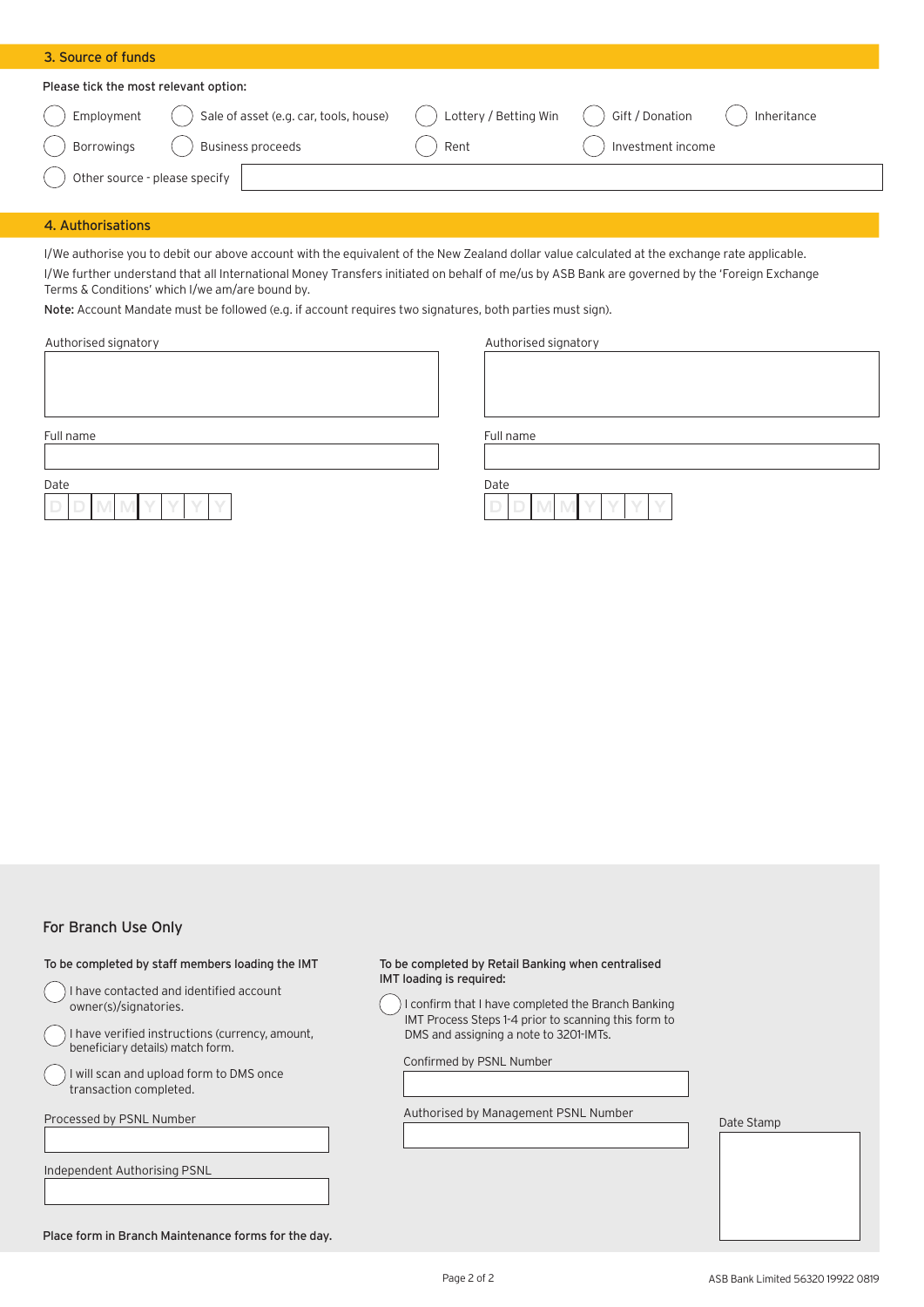## 3. Source of funds

Please tick the most relevant option:

- ◯ Employment
- ◯ Sale of asset (e.g. car, tools, house)
- ◯ Lottery / Betting Win
- ◯ Gift / Donation
- ◯ Inheritance
- ◯ Borrowings
- ◯ Business proceeds
- ◯ Rent
- ◯ Investment income
- ◯ Other source - please specify

## 4. Authorisations

I/We authorise you to debit our above account with the equivalent of the New Zealand dollar value calculated at the exchange rate applicable.

I/We further understand that all International Money Transfers initiated on behalf of me/us by ASB Bank are governed by the 'Foreign Exchange Terms & Conditions' which I/we am/are bound by.

**Note:** Account Mandate must be followed (e.g. if account requires two signatures, both parties must sign).

Authorised signatory

Full name

Date

D D M M Y Y Y Y

Authorised signatory

Full name

Date

D D M M Y Y Y Y

## For Branch Use Only

**To be completed by staff members loading the IMT**

- ◯ I have contacted and identified account owner(s)/signatories.
- ◯ I have verified instructions (currency, amount, beneficiary details) match form.
- ◯ I will scan and upload form to DMS once transaction completed.

Processed by PSNL Number

Independent Authorising PSNL

**Place form in Branch Maintenance forms for the day.**

**To be completed by Retail Banking when centralised IMT loading is required:**

- ◯ I confirm that I have completed the Branch Banking IMT Process Steps 1-4 prior to scanning this form to DMS and assigning a note to 3201-IMTs.

Confirmed by PSNL Number

Authorised by Management PSNL Number

Date Stamp

ASB Bank Limited 56320 19922 0819